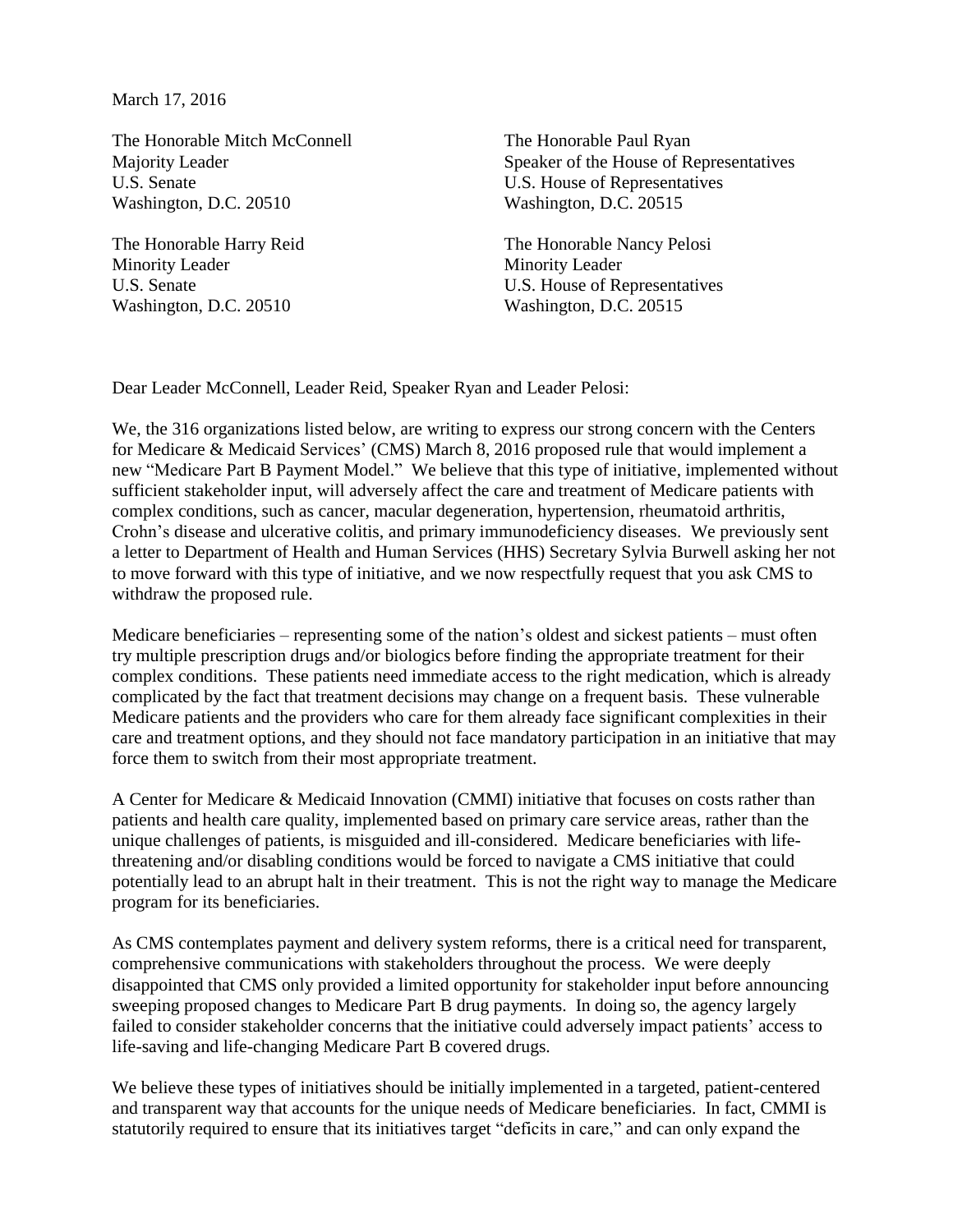March 17, 2016

The Honorable Mitch McConnell
Majority Leader
U.S. Senate
Washington, D.C. 20510

The Honorable Paul Ryan
Speaker of the House of Representatives
U.S. House of Representatives
Washington, D.C. 20515

The Honorable Harry Reid
Minority Leader
U.S. Senate
Washington, D.C. 20510

The Honorable Nancy Pelosi
Minority Leader
U.S. House of Representatives
Washington, D.C. 20515

Dear Leader McConnell, Leader Reid, Speaker Ryan and Leader Pelosi:

We, the 316 organizations listed below, are writing to express our strong concern with the Centers for Medicare & Medicaid Services' (CMS) March 8, 2016 proposed rule that would implement a new "Medicare Part B Payment Model." We believe that this type of initiative, implemented without sufficient stakeholder input, will adversely affect the care and treatment of Medicare patients with complex conditions, such as cancer, macular degeneration, hypertension, rheumatoid arthritis, Crohn's disease and ulcerative colitis, and primary immunodeficiency diseases. We previously sent a letter to Department of Health and Human Services (HHS) Secretary Sylvia Burwell asking her not to move forward with this type of initiative, and we now respectfully request that you ask CMS to withdraw the proposed rule.

Medicare beneficiaries – representing some of the nation's oldest and sickest patients – must often try multiple prescription drugs and/or biologics before finding the appropriate treatment for their complex conditions. These patients need immediate access to the right medication, which is already complicated by the fact that treatment decisions may change on a frequent basis. These vulnerable Medicare patients and the providers who care for them already face significant complexities in their care and treatment options, and they should not face mandatory participation in an initiative that may force them to switch from their most appropriate treatment.

A Center for Medicare & Medicaid Innovation (CMMI) initiative that focuses on costs rather than patients and health care quality, implemented based on primary care service areas, rather than the unique challenges of patients, is misguided and ill-considered. Medicare beneficiaries with life-threatening and/or disabling conditions would be forced to navigate a CMS initiative that could potentially lead to an abrupt halt in their treatment. This is not the right way to manage the Medicare program for its beneficiaries.

As CMS contemplates payment and delivery system reforms, there is a critical need for transparent, comprehensive communications with stakeholders throughout the process. We were deeply disappointed that CMS only provided a limited opportunity for stakeholder input before announcing sweeping proposed changes to Medicare Part B drug payments. In doing so, the agency largely failed to consider stakeholder concerns that the initiative could adversely impact patients' access to life-saving and life-changing Medicare Part B covered drugs.

We believe these types of initiatives should be initially implemented in a targeted, patient-centered and transparent way that accounts for the unique needs of Medicare beneficiaries. In fact, CMMI is statutorily required to ensure that its initiatives target "deficits in care," and can only expand the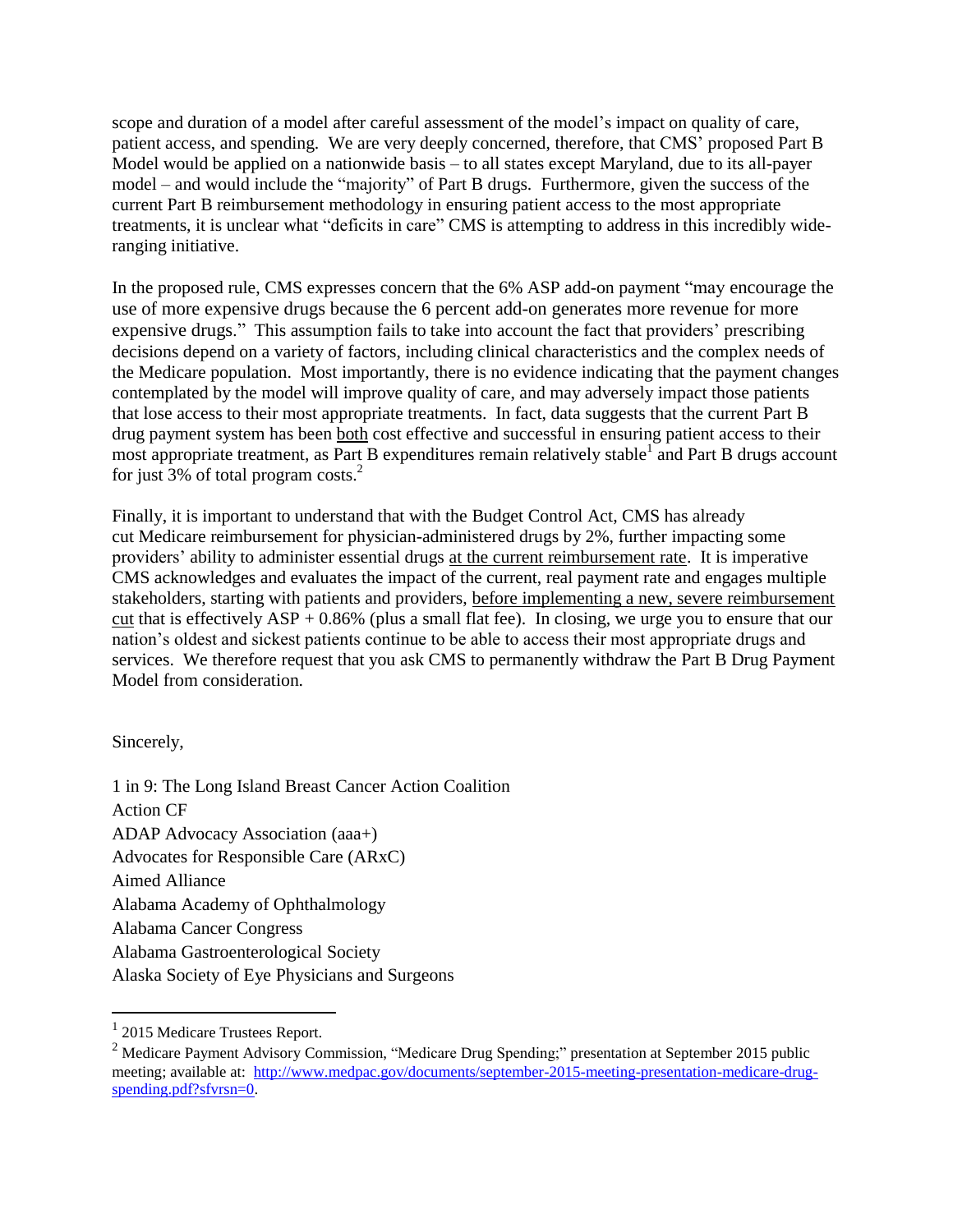scope and duration of a model after careful assessment of the model's impact on quality of care, patient access, and spending. We are very deeply concerned, therefore, that CMS' proposed Part B Model would be applied on a nationwide basis – to all states except Maryland, due to its all-payer model – and would include the "majority" of Part B drugs. Furthermore, given the success of the current Part B reimbursement methodology in ensuring patient access to the most appropriate treatments, it is unclear what "deficits in care" CMS is attempting to address in this incredibly wide-ranging initiative.

In the proposed rule, CMS expresses concern that the 6% ASP add-on payment "may encourage the use of more expensive drugs because the 6 percent add-on generates more revenue for more expensive drugs." This assumption fails to take into account the fact that providers' prescribing decisions depend on a variety of factors, including clinical characteristics and the complex needs of the Medicare population. Most importantly, there is no evidence indicating that the payment changes contemplated by the model will improve quality of care, and may adversely impact those patients that lose access to their most appropriate treatments. In fact, data suggests that the current Part B drug payment system has been both cost effective and successful in ensuring patient access to their most appropriate treatment, as Part B expenditures remain relatively stable[1] and Part B drugs account for just 3% of total program costs.[2]

Finally, it is important to understand that with the Budget Control Act, CMS has already cut Medicare reimbursement for physician-administered drugs by 2%, further impacting some providers' ability to administer essential drugs at the current reimbursement rate. It is imperative CMS acknowledges and evaluates the impact of the current, real payment rate and engages multiple stakeholders, starting with patients and providers, before implementing a new, severe reimbursement cut that is effectively ASP + 0.86% (plus a small flat fee). In closing, we urge you to ensure that our nation's oldest and sickest patients continue to be able to access their most appropriate drugs and services. We therefore request that you ask CMS to permanently withdraw the Part B Drug Payment Model from consideration.

Sincerely,

1 in 9: The Long Island Breast Cancer Action Coalition
Action CF
ADAP Advocacy Association (aaa+)
Advocates for Responsible Care (ARxC)
Aimed Alliance
Alabama Academy of Ophthalmology
Alabama Cancer Congress
Alabama Gastroenterological Society
Alaska Society of Eye Physicians and Surgeons

[1] 2015 Medicare Trustees Report.

[2] Medicare Payment Advisory Commission, "Medicare Drug Spending;" presentation at September 2015 public meeting; available at: http://www.medpac.gov/documents/september-2015-meeting-presentation-medicare-drug-spending.pdf?sfvrsn=0.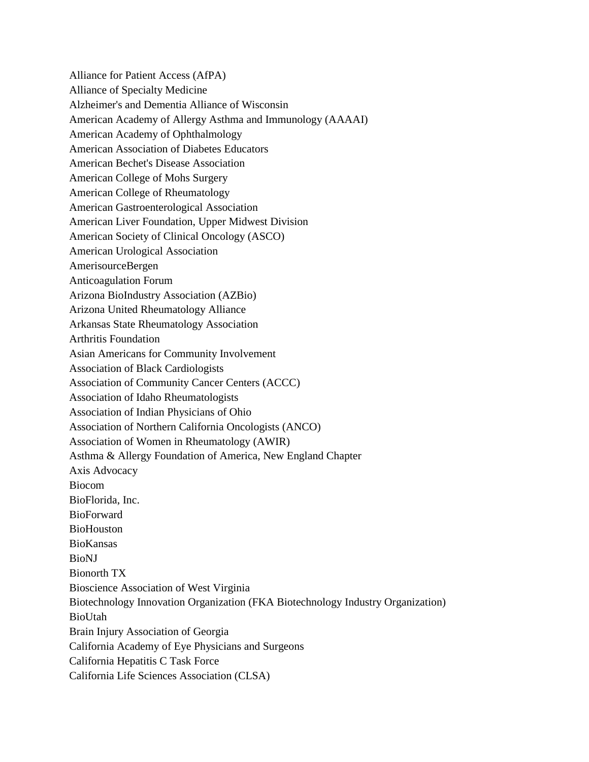Alliance for Patient Access (AfPA)
Alliance of Specialty Medicine
Alzheimer's and Dementia Alliance of Wisconsin
American Academy of Allergy Asthma and Immunology (AAAAI)
American Academy of Ophthalmology
American Association of Diabetes Educators
American Bechet's Disease Association
American College of Mohs Surgery
American College of Rheumatology
American Gastroenterological Association
American Liver Foundation, Upper Midwest Division
American Society of Clinical Oncology (ASCO)
American Urological Association
AmerisourceBergen
Anticoagulation Forum
Arizona BioIndustry Association (AZBio)
Arizona United Rheumatology Alliance
Arkansas State Rheumatology Association
Arthritis Foundation
Asian Americans for Community Involvement
Association of Black Cardiologists
Association of Community Cancer Centers (ACCC)
Association of Idaho Rheumatologists
Association of Indian Physicians of Ohio
Association of Northern California Oncologists (ANCO)
Association of Women in Rheumatology (AWIR)
Asthma & Allergy Foundation of America, New England Chapter
Axis Advocacy
Biocom
BioFlorida, Inc.
BioForward
BioHouston
BioKansas
BioNJ
Bionorth TX
Bioscience Association of West Virginia
Biotechnology Innovation Organization (FKA Biotechnology Industry Organization)
BioUtah
Brain Injury Association of Georgia
California Academy of Eye Physicians and Surgeons
California Hepatitis C Task Force
California Life Sciences Association (CLSA)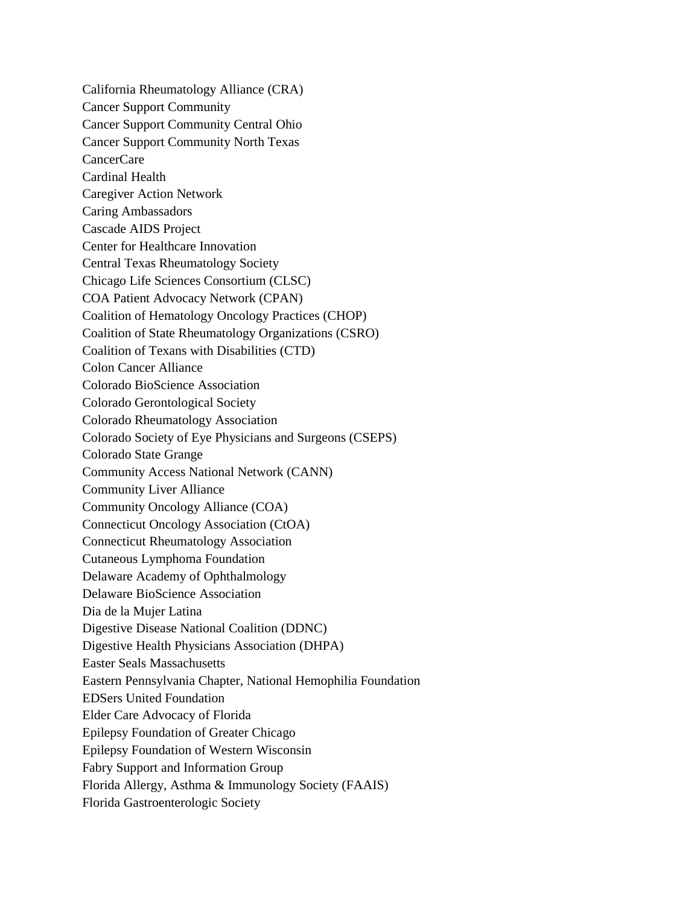California Rheumatology Alliance (CRA)
Cancer Support Community
Cancer Support Community Central Ohio
Cancer Support Community North Texas
CancerCare
Cardinal Health
Caregiver Action Network
Caring Ambassadors
Cascade AIDS Project
Center for Healthcare Innovation
Central Texas Rheumatology Society
Chicago Life Sciences Consortium (CLSC)
COA Patient Advocacy Network (CPAN)
Coalition of Hematology Oncology Practices (CHOP)
Coalition of State Rheumatology Organizations (CSRO)
Coalition of Texans with Disabilities (CTD)
Colon Cancer Alliance
Colorado BioScience Association
Colorado Gerontological Society
Colorado Rheumatology Association
Colorado Society of Eye Physicians and Surgeons (CSEPS)
Colorado State Grange
Community Access National Network (CANN)
Community Liver Alliance
Community Oncology Alliance (COA)
Connecticut Oncology Association (CtOA)
Connecticut Rheumatology Association
Cutaneous Lymphoma Foundation
Delaware Academy of Ophthalmology
Delaware BioScience Association
Dia de la Mujer Latina
Digestive Disease National Coalition (DDNC)
Digestive Health Physicians Association (DHPA)
Easter Seals Massachusetts
Eastern Pennsylvania Chapter, National Hemophilia Foundation
EDSers United Foundation
Elder Care Advocacy of Florida
Epilepsy Foundation of Greater Chicago
Epilepsy Foundation of Western Wisconsin
Fabry Support and Information Group
Florida Allergy, Asthma & Immunology Society (FAAIS)
Florida Gastroenterologic Society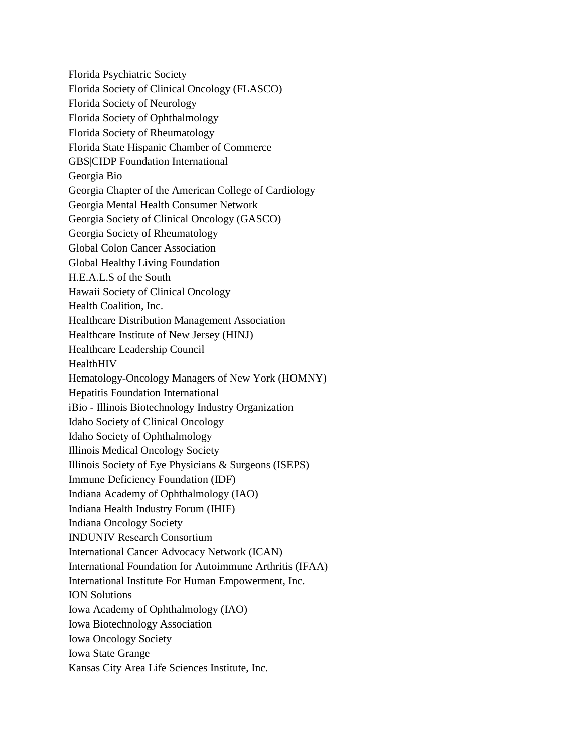Florida Psychiatric Society
Florida Society of Clinical Oncology (FLASCO)
Florida Society of Neurology
Florida Society of Ophthalmology
Florida Society of Rheumatology
Florida State Hispanic Chamber of Commerce
GBS|CIDP Foundation International
Georgia Bio
Georgia Chapter of the American College of Cardiology
Georgia Mental Health Consumer Network
Georgia Society of Clinical Oncology (GASCO)
Georgia Society of Rheumatology
Global Colon Cancer Association
Global Healthy Living Foundation
H.E.A.L.S of the South
Hawaii Society of Clinical Oncology
Health Coalition, Inc.
Healthcare Distribution Management Association
Healthcare Institute of New Jersey (HINJ)
Healthcare Leadership Council
HealthHIV
Hematology-Oncology Managers of New York (HOMNY)
Hepatitis Foundation International
iBio - Illinois Biotechnology Industry Organization
Idaho Society of Clinical Oncology
Idaho Society of Ophthalmology
Illinois Medical Oncology Society
Illinois Society of Eye Physicians & Surgeons (ISEPS)
Immune Deficiency Foundation (IDF)
Indiana Academy of Ophthalmology (IAO)
Indiana Health Industry Forum (IHIF)
Indiana Oncology Society
INDUNIV Research Consortium
International Cancer Advocacy Network (ICAN)
International Foundation for Autoimmune Arthritis (IFAA)
International Institute For Human Empowerment, Inc.
ION Solutions
Iowa Academy of Ophthalmology (IAO)
Iowa Biotechnology Association
Iowa Oncology Society
Iowa State Grange
Kansas City Area Life Sciences Institute, Inc.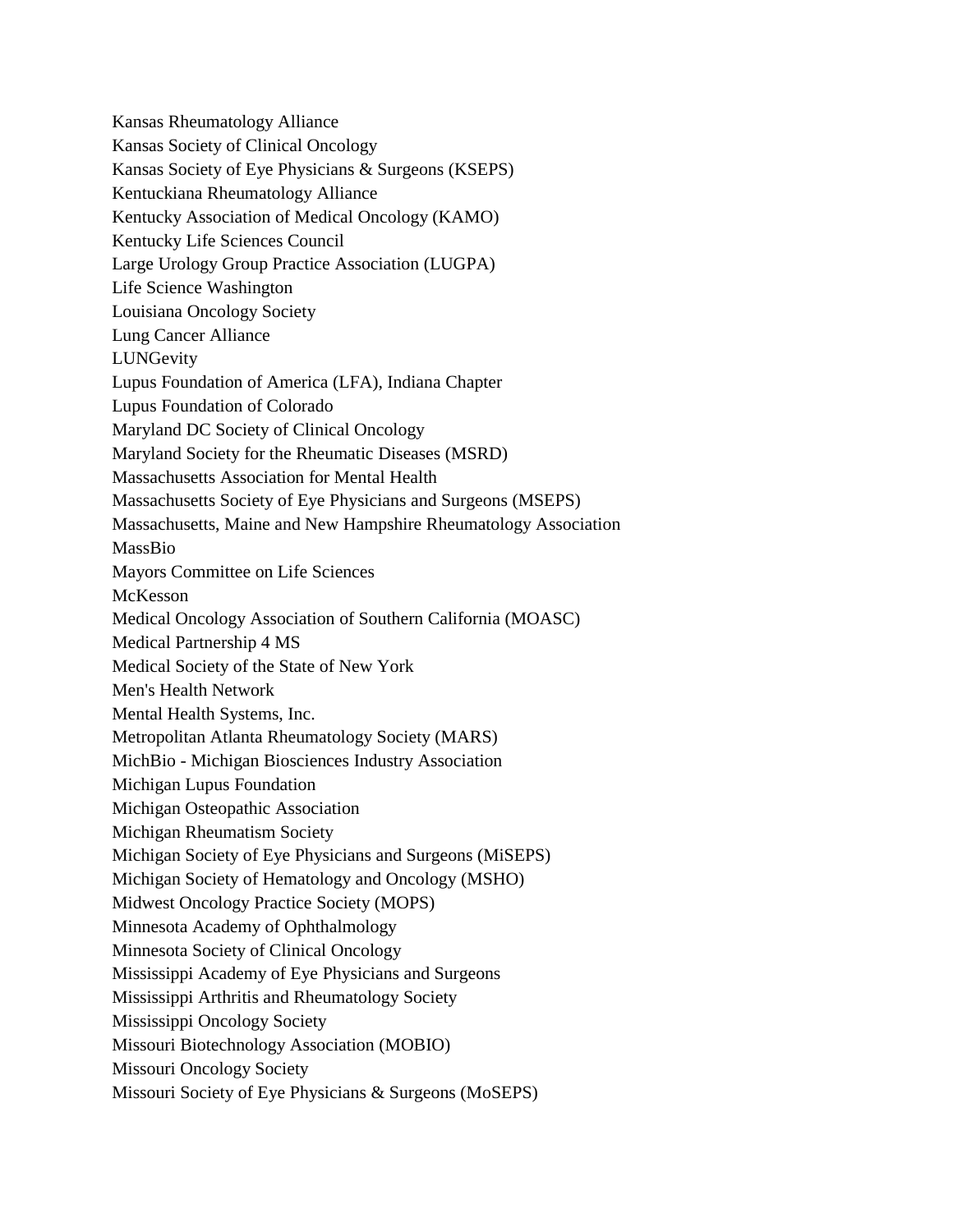Kansas Rheumatology Alliance
Kansas Society of Clinical Oncology
Kansas Society of Eye Physicians & Surgeons (KSEPS)
Kentuckiana Rheumatology Alliance
Kentucky Association of Medical Oncology (KAMO)
Kentucky Life Sciences Council
Large Urology Group Practice Association (LUGPA)
Life Science Washington
Louisiana Oncology Society
Lung Cancer Alliance
LUNGevity
Lupus Foundation of America (LFA), Indiana Chapter
Lupus Foundation of Colorado
Maryland DC Society of Clinical Oncology
Maryland Society for the Rheumatic Diseases (MSRD)
Massachusetts Association for Mental Health
Massachusetts Society of Eye Physicians and Surgeons (MSEPS)
Massachusetts, Maine and New Hampshire Rheumatology Association
MassBio
Mayors Committee on Life Sciences
McKesson
Medical Oncology Association of Southern California (MOASC)
Medical Partnership 4 MS
Medical Society of the State of New York
Men's Health Network
Mental Health Systems, Inc.
Metropolitan Atlanta Rheumatology Society (MARS)
MichBio - Michigan Biosciences Industry Association
Michigan Lupus Foundation
Michigan Osteopathic Association
Michigan Rheumatism Society
Michigan Society of Eye Physicians and Surgeons (MiSEPS)
Michigan Society of Hematology and Oncology (MSHO)
Midwest Oncology Practice Society (MOPS)
Minnesota Academy of Ophthalmology
Minnesota Society of Clinical Oncology
Mississippi Academy of Eye Physicians and Surgeons
Mississippi Arthritis and Rheumatology Society
Mississippi Oncology Society
Missouri Biotechnology Association (MOBIO)
Missouri Oncology Society
Missouri Society of Eye Physicians & Surgeons (MoSEPS)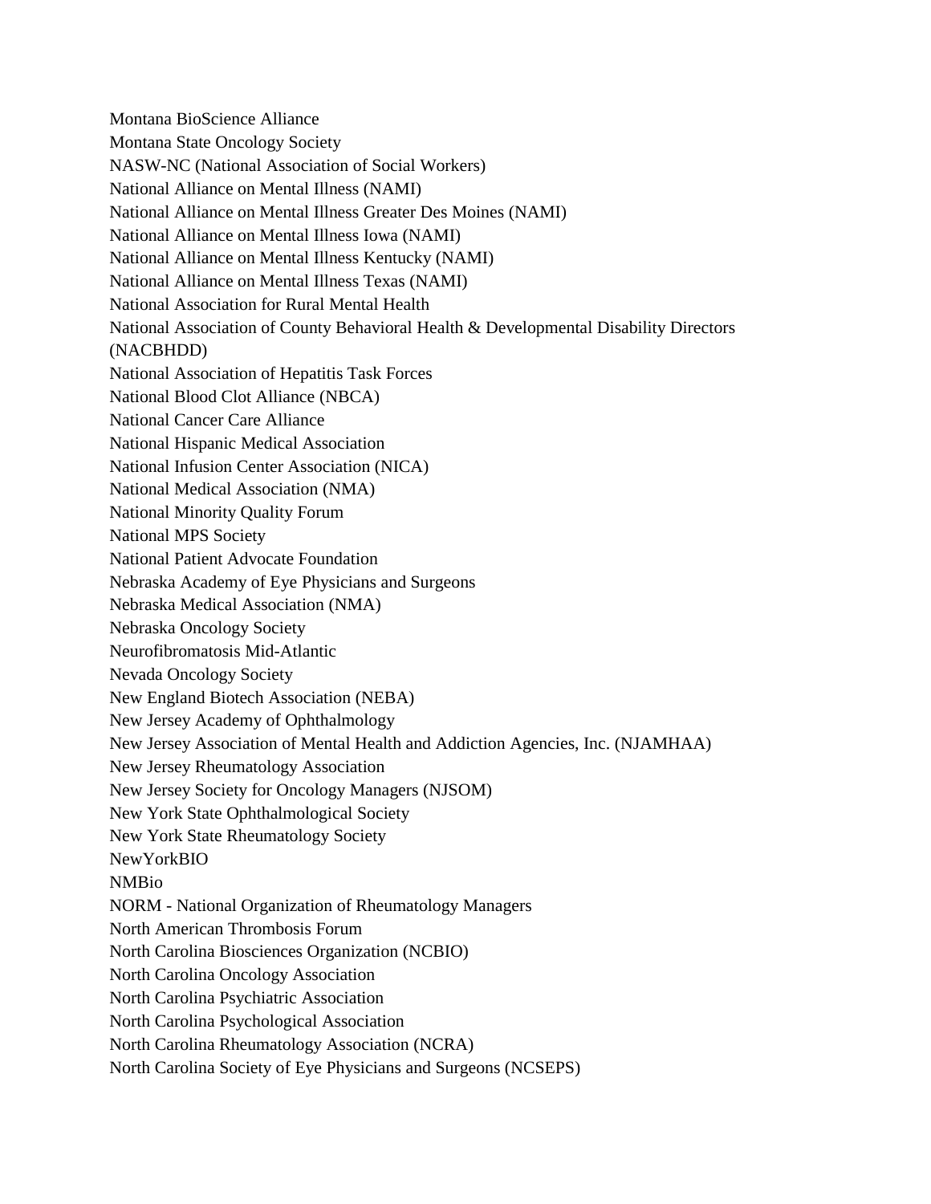Montana BioScience Alliance

Montana State Oncology Society

NASW-NC (National Association of Social Workers)

National Alliance on Mental Illness (NAMI)

National Alliance on Mental Illness Greater Des Moines (NAMI)

National Alliance on Mental Illness Iowa (NAMI)

National Alliance on Mental Illness Kentucky (NAMI)

National Alliance on Mental Illness Texas (NAMI)

National Association for Rural Mental Health

National Association of County Behavioral Health & Developmental Disability Directors (NACBHDD)

National Association of Hepatitis Task Forces

National Blood Clot Alliance (NBCA)

National Cancer Care Alliance

National Hispanic Medical Association

National Infusion Center Association (NICA)

National Medical Association (NMA)

National Minority Quality Forum

National MPS Society

National Patient Advocate Foundation

Nebraska Academy of Eye Physicians and Surgeons

Nebraska Medical Association (NMA)

Nebraska Oncology Society

Neurofibromatosis Mid-Atlantic

Nevada Oncology Society

New England Biotech Association (NEBA)

New Jersey Academy of Ophthalmology

New Jersey Association of Mental Health and Addiction Agencies, Inc. (NJAMHAA)

New Jersey Rheumatology Association

New Jersey Society for Oncology Managers (NJSOM)

New York State Ophthalmological Society

New York State Rheumatology Society

NewYorkBIO

NMBio

NORM - National Organization of Rheumatology Managers

North American Thrombosis Forum

North Carolina Biosciences Organization (NCBIO)

North Carolina Oncology Association

North Carolina Psychiatric Association

North Carolina Psychological Association

North Carolina Rheumatology Association (NCRA)

North Carolina Society of Eye Physicians and Surgeons (NCSEPS)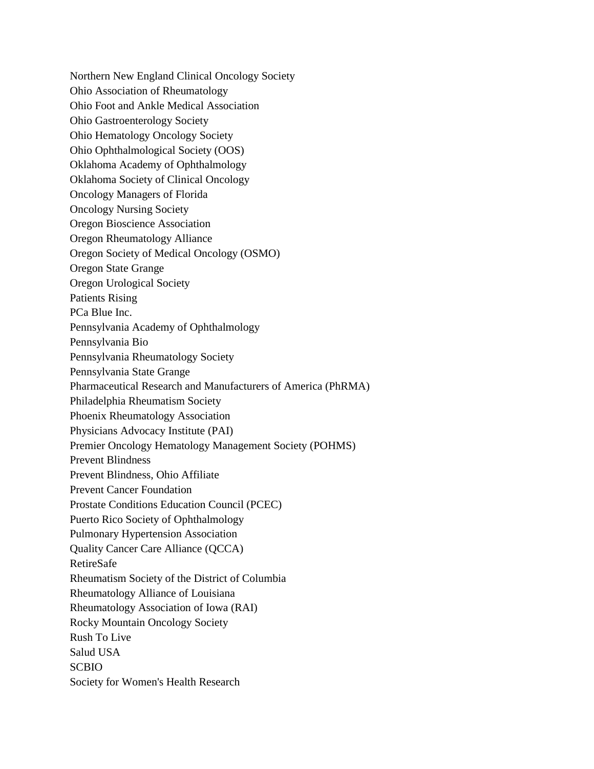Northern New England Clinical Oncology Society
Ohio Association of Rheumatology
Ohio Foot and Ankle Medical Association
Ohio Gastroenterology Society
Ohio Hematology Oncology Society
Ohio Ophthalmological Society (OOS)
Oklahoma Academy of Ophthalmology
Oklahoma Society of Clinical Oncology
Oncology Managers of Florida
Oncology Nursing Society
Oregon Bioscience Association
Oregon Rheumatology Alliance
Oregon Society of Medical Oncology (OSMO)
Oregon State Grange
Oregon Urological Society
Patients Rising
PCa Blue Inc.
Pennsylvania Academy of Ophthalmology
Pennsylvania Bio
Pennsylvania Rheumatology Society
Pennsylvania State Grange
Pharmaceutical Research and Manufacturers of America (PhRMA)
Philadelphia Rheumatism Society
Phoenix Rheumatology Association
Physicians Advocacy Institute (PAI)
Premier Oncology Hematology Management Society (POHMS)
Prevent Blindness
Prevent Blindness, Ohio Affiliate
Prevent Cancer Foundation
Prostate Conditions Education Council (PCEC)
Puerto Rico Society of Ophthalmology
Pulmonary Hypertension Association
Quality Cancer Care Alliance (QCCA)
RetireSafe
Rheumatism Society of the District of Columbia
Rheumatology Alliance of Louisiana
Rheumatology Association of Iowa (RAI)
Rocky Mountain Oncology Society
Rush To Live
Salud USA
SCBIO
Society for Women's Health Research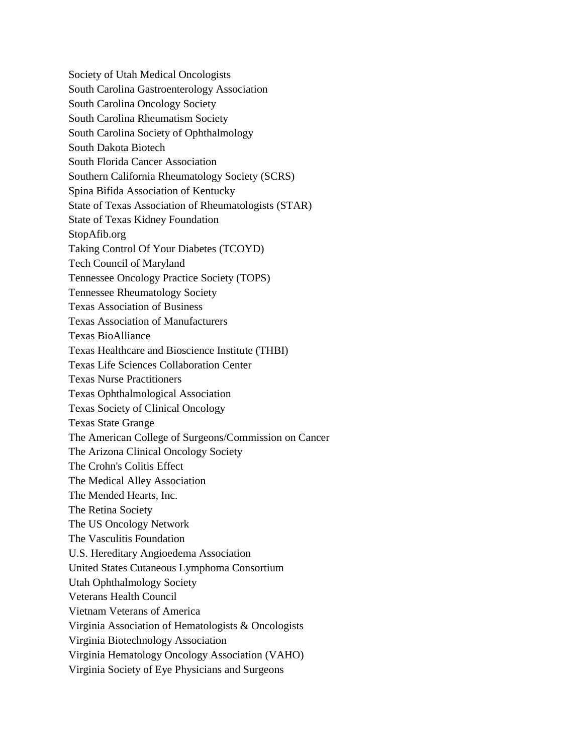Society of Utah Medical Oncologists
South Carolina Gastroenterology Association
South Carolina Oncology Society
South Carolina Rheumatism Society
South Carolina Society of Ophthalmology
South Dakota Biotech
South Florida Cancer Association
Southern California Rheumatology Society (SCRS)
Spina Bifida Association of Kentucky
State of Texas Association of Rheumatologists (STAR)
State of Texas Kidney Foundation
StopAfib.org
Taking Control Of Your Diabetes (TCOYD)
Tech Council of Maryland
Tennessee Oncology Practice Society (TOPS)
Tennessee Rheumatology Society
Texas Association of Business
Texas Association of Manufacturers
Texas BioAlliance
Texas Healthcare and Bioscience Institute (THBI)
Texas Life Sciences Collaboration Center
Texas Nurse Practitioners
Texas Ophthalmological Association
Texas Society of Clinical Oncology
Texas State Grange
The American College of Surgeons/Commission on Cancer
The Arizona Clinical Oncology Society
The Crohn's Colitis Effect
The Medical Alley Association
The Mended Hearts, Inc.
The Retina Society
The US Oncology Network
The Vasculitis Foundation
U.S. Hereditary Angioedema Association
United States Cutaneous Lymphoma Consortium
Utah Ophthalmology Society
Veterans Health Council
Vietnam Veterans of America
Virginia Association of Hematologists & Oncologists
Virginia Biotechnology Association
Virginia Hematology Oncology Association (VAHO)
Virginia Society of Eye Physicians and Surgeons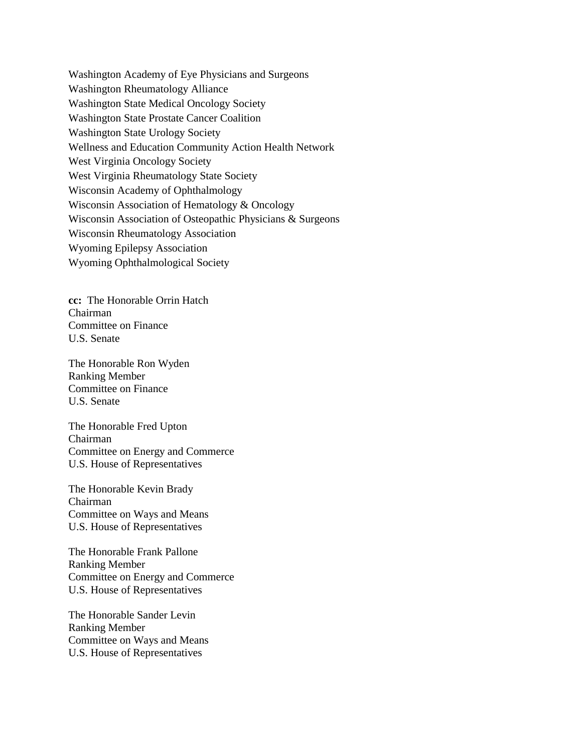Washington Academy of Eye Physicians and Surgeons
Washington Rheumatology Alliance
Washington State Medical Oncology Society
Washington State Prostate Cancer Coalition
Washington State Urology Society
Wellness and Education Community Action Health Network
West Virginia Oncology Society
West Virginia Rheumatology State Society
Wisconsin Academy of Ophthalmology
Wisconsin Association of Hematology & Oncology
Wisconsin Association of Osteopathic Physicians & Surgeons
Wisconsin Rheumatology Association
Wyoming Epilepsy Association
Wyoming Ophthalmological Society

**cc:** The Honorable Orrin Hatch
Chairman
Committee on Finance
U.S. Senate

The Honorable Ron Wyden
Ranking Member
Committee on Finance
U.S. Senate

The Honorable Fred Upton
Chairman
Committee on Energy and Commerce
U.S. House of Representatives

The Honorable Kevin Brady
Chairman
Committee on Ways and Means
U.S. House of Representatives

The Honorable Frank Pallone
Ranking Member
Committee on Energy and Commerce
U.S. House of Representatives

The Honorable Sander Levin
Ranking Member
Committee on Ways and Means
U.S. House of Representatives